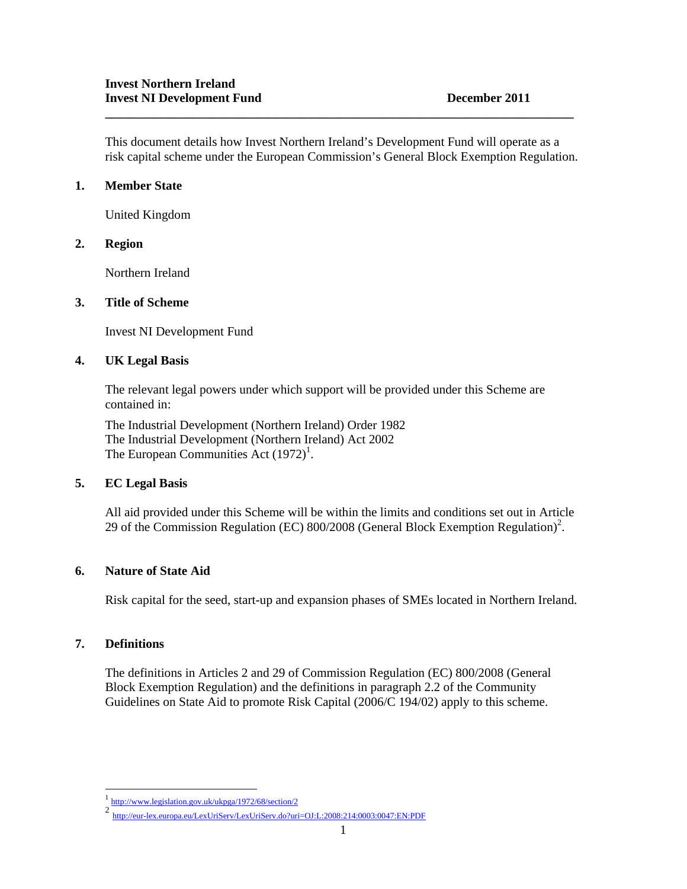**Invest Northern Ireland**
**Invest NI Development Fund** **December 2011**

---

This document details how Invest Northern Ireland's Development Fund will operate as a risk capital scheme under the European Commission's General Block Exemption Regulation.

## 1. Member State

United Kingdom

## 2. Region

Northern Ireland

## 3. Title of Scheme

Invest NI Development Fund

## 4. UK Legal Basis

The relevant legal powers under which support will be provided under this Scheme are contained in:

The Industrial Development (Northern Ireland) Order 1982
The Industrial Development (Northern Ireland) Act 2002
The European Communities Act (1972)[1].

## 5. EC Legal Basis

All aid provided under this Scheme will be within the limits and conditions set out in Article 29 of the Commission Regulation (EC) 800/2008 (General Block Exemption Regulation)[2].

## 6. Nature of State Aid

Risk capital for the seed, start-up and expansion phases of SMEs located in Northern Ireland.

## 7. Definitions

The definitions in Articles 2 and 29 of Commission Regulation (EC) 800/2008 (General Block Exemption Regulation) and the definitions in paragraph 2.2 of the Community Guidelines on State Aid to promote Risk Capital (2006/C 194/02) apply to this scheme.

---

[1] http://www.legislation.gov.uk/ukpga/1972/68/section/2

[2] http://eur-lex.europa.eu/LexUriServ/LexUriServ.do?uri=OJ:L:2008:214:0003:0047:EN:PDF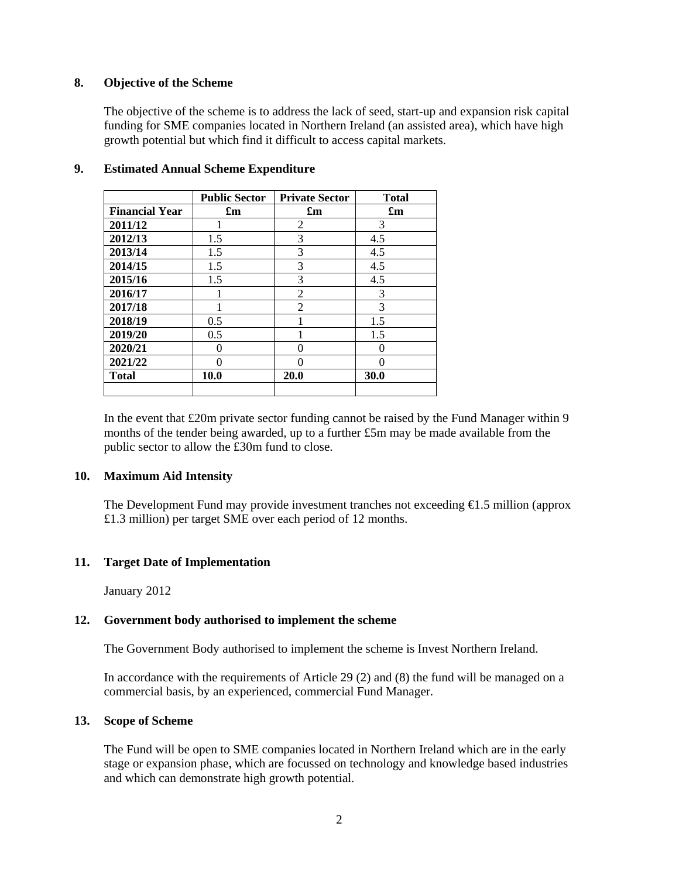## 8. Objective of the Scheme

The objective of the scheme is to address the lack of seed, start-up and expansion risk capital funding for SME companies located in Northern Ireland (an assisted area), which have high growth potential but which find it difficult to access capital markets.

## 9. Estimated Annual Scheme Expenditure

| | **Public Sector** | **Private Sector** | **Total** |
|---|---|---|---|
| **Financial Year** | **£m** | **£m** | **£m** |
| **2011/12** | 1 | 2 | 3 |
| **2012/13** | 1.5 | 3 | 4.5 |
| **2013/14** | 1.5 | 3 | 4.5 |
| **2014/15** | 1.5 | 3 | 4.5 |
| **2015/16** | 1.5 | 3 | 4.5 |
| **2016/17** | 1 | 2 | 3 |
| **2017/18** | 1 | 2 | 3 |
| **2018/19** | 0.5 | 1 | 1.5 |
| **2019/20** | 0.5 | 1 | 1.5 |
| **2020/21** | 0 | 0 | 0 |
| **2021/22** | 0 | 0 | 0 |
| **Total** | **10.0** | **20.0** | **30.0** |
| | | | |

In the event that £20m private sector funding cannot be raised by the Fund Manager within 9 months of the tender being awarded, up to a further £5m may be made available from the public sector to allow the £30m fund to close.

## 10. Maximum Aid Intensity

The Development Fund may provide investment tranches not exceeding €1.5 million (approx £1.3 million) per target SME over each period of 12 months.

## 11. Target Date of Implementation

January 2012

## 12. Government body authorised to implement the scheme

The Government Body authorised to implement the scheme is Invest Northern Ireland.

In accordance with the requirements of Article 29 (2) and (8) the fund will be managed on a commercial basis, by an experienced, commercial Fund Manager.

## 13. Scope of Scheme

The Fund will be open to SME companies located in Northern Ireland which are in the early stage or expansion phase, which are focussed on technology and knowledge based industries and which can demonstrate high growth potential.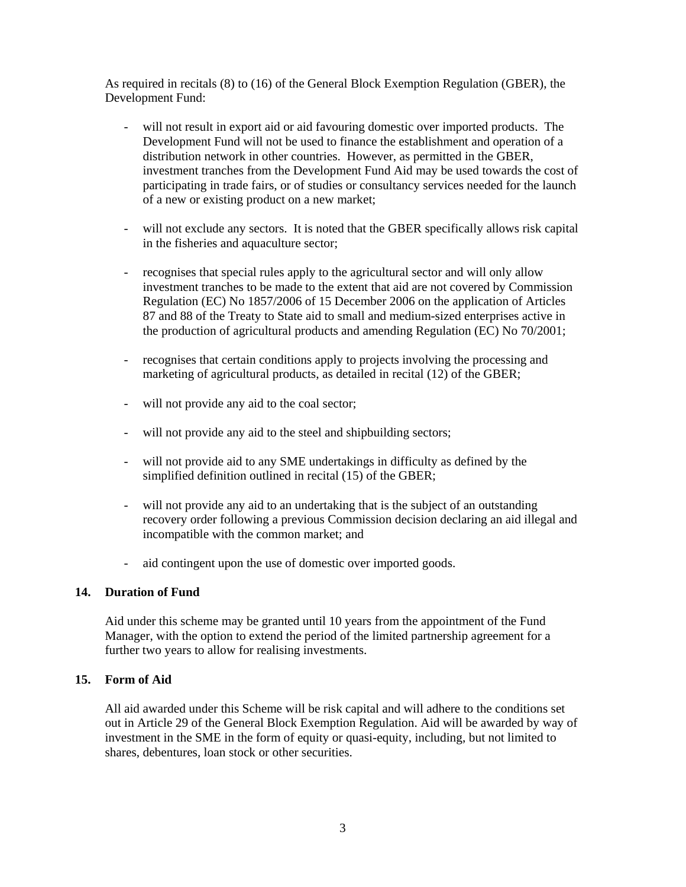As required in recitals (8) to (16) of the General Block Exemption Regulation (GBER), the Development Fund:

- will not result in export aid or aid favouring domestic over imported products. The Development Fund will not be used to finance the establishment and operation of a distribution network in other countries. However, as permitted in the GBER, investment tranches from the Development Fund Aid may be used towards the cost of participating in trade fairs, or of studies or consultancy services needed for the launch of a new or existing product on a new market;

- will not exclude any sectors. It is noted that the GBER specifically allows risk capital in the fisheries and aquaculture sector;

- recognises that special rules apply to the agricultural sector and will only allow investment tranches to be made to the extent that aid are not covered by Commission Regulation (EC) No 1857/2006 of 15 December 2006 on the application of Articles 87 and 88 of the Treaty to State aid to small and medium-sized enterprises active in the production of agricultural products and amending Regulation (EC) No 70/2001;

- recognises that certain conditions apply to projects involving the processing and marketing of agricultural products, as detailed in recital (12) of the GBER;

- will not provide any aid to the coal sector;

- will not provide any aid to the steel and shipbuilding sectors;

- will not provide aid to any SME undertakings in difficulty as defined by the simplified definition outlined in recital (15) of the GBER;

- will not provide any aid to an undertaking that is the subject of an outstanding recovery order following a previous Commission decision declaring an aid illegal and incompatible with the common market; and

- aid contingent upon the use of domestic over imported goods.

## 14. Duration of Fund

Aid under this scheme may be granted until 10 years from the appointment of the Fund Manager, with the option to extend the period of the limited partnership agreement for a further two years to allow for realising investments.

## 15. Form of Aid

All aid awarded under this Scheme will be risk capital and will adhere to the conditions set out in Article 29 of the General Block Exemption Regulation. Aid will be awarded by way of investment in the SME in the form of equity or quasi-equity, including, but not limited to shares, debentures, loan stock or other securities.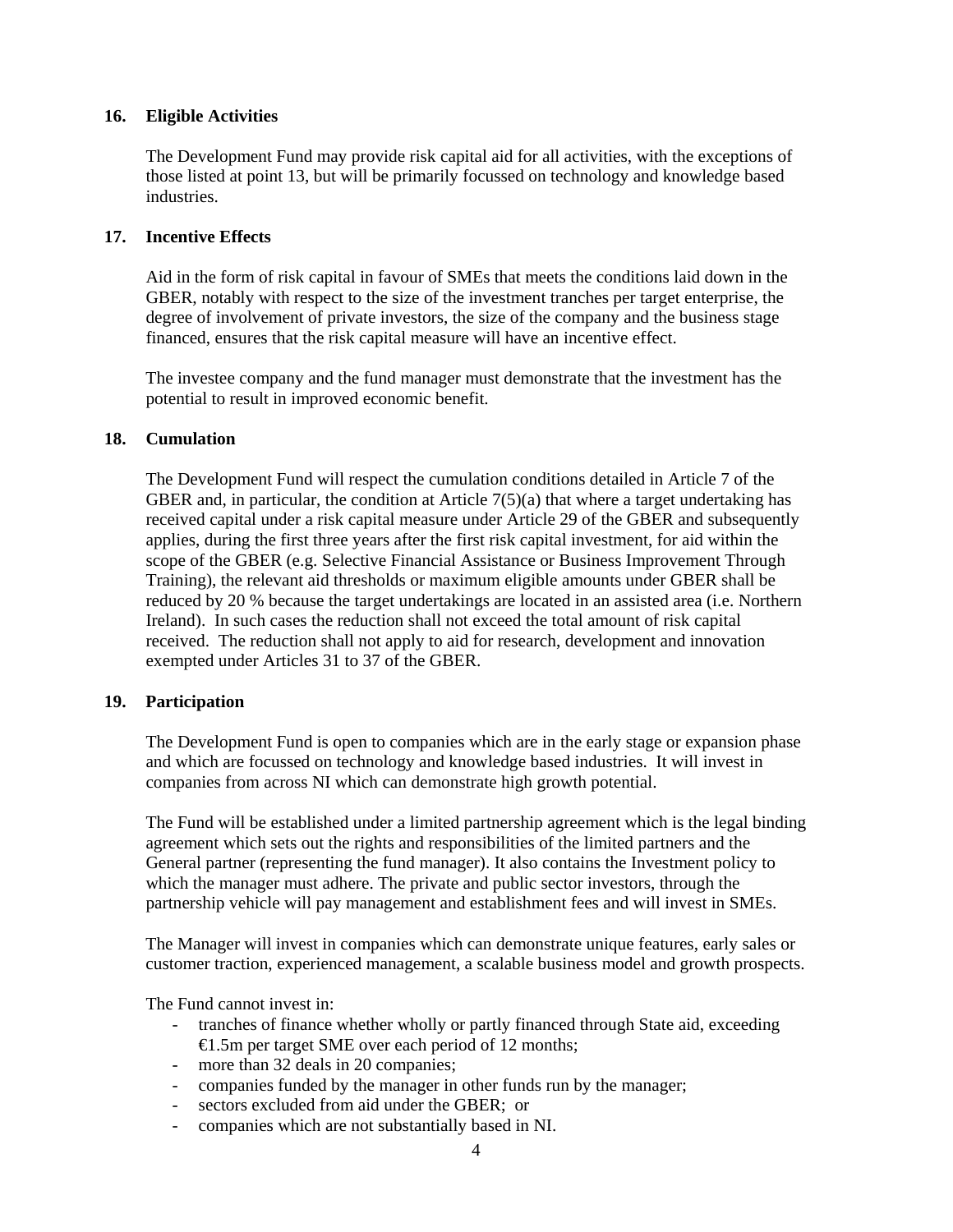## 16. Eligible Activities

The Development Fund may provide risk capital aid for all activities, with the exceptions of those listed at point 13, but will be primarily focussed on technology and knowledge based industries.

## 17. Incentive Effects

Aid in the form of risk capital in favour of SMEs that meets the conditions laid down in the GBER, notably with respect to the size of the investment tranches per target enterprise, the degree of involvement of private investors, the size of the company and the business stage financed, ensures that the risk capital measure will have an incentive effect.

The investee company and the fund manager must demonstrate that the investment has the potential to result in improved economic benefit.

## 18. Cumulation

The Development Fund will respect the cumulation conditions detailed in Article 7 of the GBER and, in particular, the condition at Article 7(5)(a) that where a target undertaking has received capital under a risk capital measure under Article 29 of the GBER and subsequently applies, during the first three years after the first risk capital investment, for aid within the scope of the GBER (e.g. Selective Financial Assistance or Business Improvement Through Training), the relevant aid thresholds or maximum eligible amounts under GBER shall be reduced by 20 % because the target undertakings are located in an assisted area (i.e. Northern Ireland). In such cases the reduction shall not exceed the total amount of risk capital received. The reduction shall not apply to aid for research, development and innovation exempted under Articles 31 to 37 of the GBER.

## 19. Participation

The Development Fund is open to companies which are in the early stage or expansion phase and which are focussed on technology and knowledge based industries. It will invest in companies from across NI which can demonstrate high growth potential.

The Fund will be established under a limited partnership agreement which is the legal binding agreement which sets out the rights and responsibilities of the limited partners and the General partner (representing the fund manager). It also contains the Investment policy to which the manager must adhere. The private and public sector investors, through the partnership vehicle will pay management and establishment fees and will invest in SMEs.

The Manager will invest in companies which can demonstrate unique features, early sales or customer traction, experienced management, a scalable business model and growth prospects.

The Fund cannot invest in:

- tranches of finance whether wholly or partly financed through State aid, exceeding €1.5m per target SME over each period of 12 months;
- more than 32 deals in 20 companies;
- companies funded by the manager in other funds run by the manager;
- sectors excluded from aid under the GBER; or
- companies which are not substantially based in NI.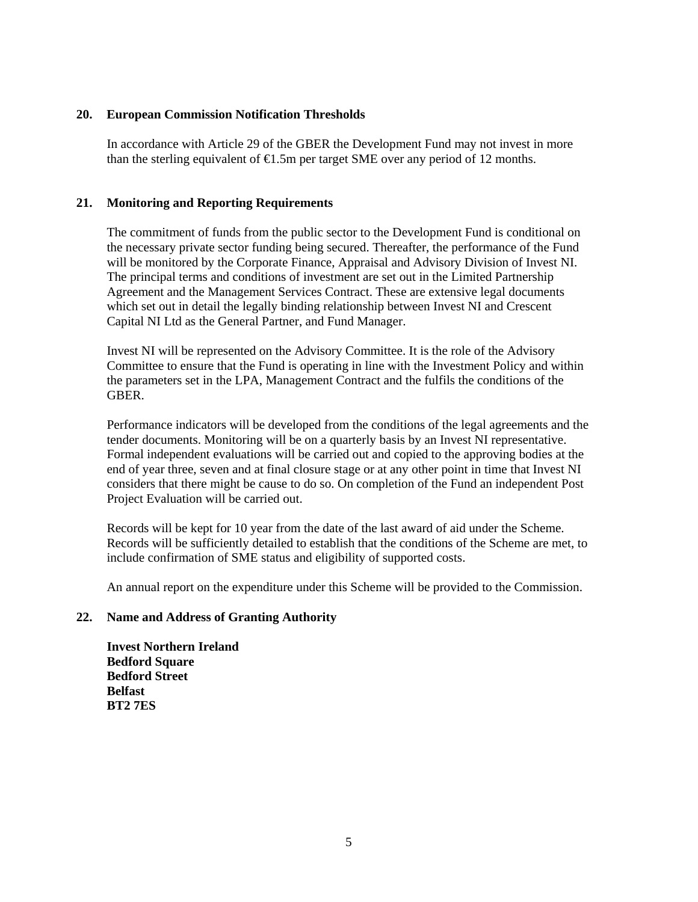## 20. European Commission Notification Thresholds

In accordance with Article 29 of the GBER the Development Fund may not invest in more than the sterling equivalent of €1.5m per target SME over any period of 12 months.

## 21. Monitoring and Reporting Requirements

The commitment of funds from the public sector to the Development Fund is conditional on the necessary private sector funding being secured. Thereafter, the performance of the Fund will be monitored by the Corporate Finance, Appraisal and Advisory Division of Invest NI. The principal terms and conditions of investment are set out in the Limited Partnership Agreement and the Management Services Contract. These are extensive legal documents which set out in detail the legally binding relationship between Invest NI and Crescent Capital NI Ltd as the General Partner, and Fund Manager.

Invest NI will be represented on the Advisory Committee. It is the role of the Advisory Committee to ensure that the Fund is operating in line with the Investment Policy and within the parameters set in the LPA, Management Contract and the fulfils the conditions of the GBER.

Performance indicators will be developed from the conditions of the legal agreements and the tender documents. Monitoring will be on a quarterly basis by an Invest NI representative. Formal independent evaluations will be carried out and copied to the approving bodies at the end of year three, seven and at final closure stage or at any other point in time that Invest NI considers that there might be cause to do so. On completion of the Fund an independent Post Project Evaluation will be carried out.

Records will be kept for 10 year from the date of the last award of aid under the Scheme. Records will be sufficiently detailed to establish that the conditions of the Scheme are met, to include confirmation of SME status and eligibility of supported costs.

An annual report on the expenditure under this Scheme will be provided to the Commission.

## 22. Name and Address of Granting Authority

**Invest Northern Ireland**
**Bedford Square**
**Bedford Street**
**Belfast**
**BT2 7ES**